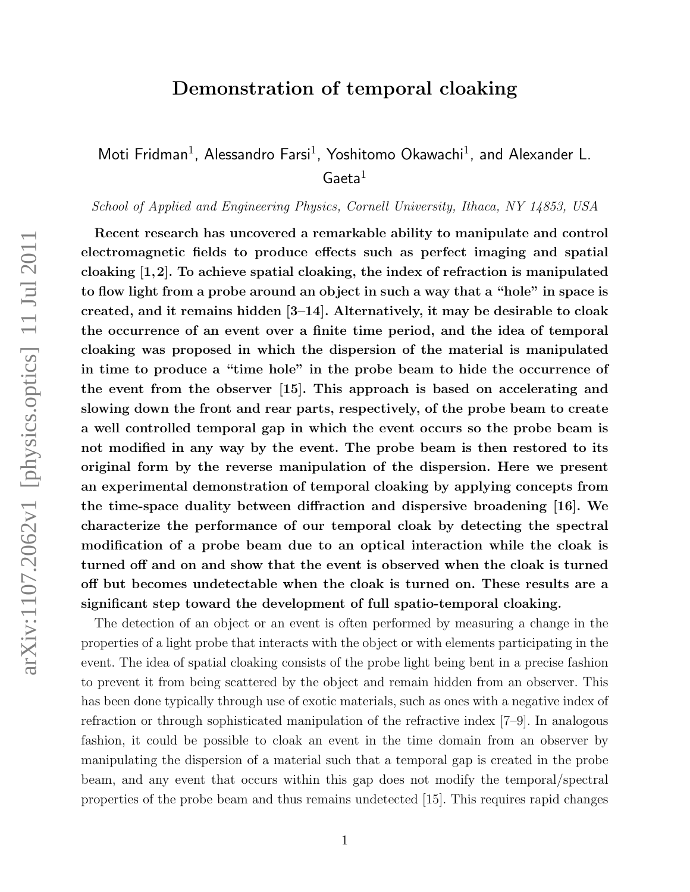# Demonstration of temporal cloaking

Moti Fridman[1], Alessandro Farsi[1], Yoshitomo Okawachi[1], and Alexander L. Gaeta[1]

*School of Applied and Engineering Physics, Cornell University, Ithaca, NY 14853, USA*

**Recent research has uncovered a remarkable ability to manipulate and control electromagnetic fields to produce effects such as perfect imaging and spatial cloaking [1,2]. To achieve spatial cloaking, the index of refraction is manipulated to flow light from a probe around an object in such a way that a "hole" in space is created, and it remains hidden [3–14]. Alternatively, it may be desirable to cloak the occurrence of an event over a finite time period, and the idea of temporal cloaking was proposed in which the dispersion of the material is manipulated in time to produce a "time hole" in the probe beam to hide the occurrence of the event from the observer [15]. This approach is based on accelerating and slowing down the front and rear parts, respectively, of the probe beam to create a well controlled temporal gap in which the event occurs so the probe beam is not modified in any way by the event. The probe beam is then restored to its original form by the reverse manipulation of the dispersion. Here we present an experimental demonstration of temporal cloaking by applying concepts from the time-space duality between diffraction and dispersive broadening [16]. We characterize the performance of our temporal cloak by detecting the spectral modification of a probe beam due to an optical interaction while the cloak is turned off and on and show that the event is observed when the cloak is turned off but becomes undetectable when the cloak is turned on. These results are a significant step toward the development of full spatio-temporal cloaking.**

The detection of an object or an event is often performed by measuring a change in the properties of a light probe that interacts with the object or with elements participating in the event. The idea of spatial cloaking consists of the probe light being bent in a precise fashion to prevent it from being scattered by the object and remain hidden from an observer. This has been done typically through use of exotic materials, such as ones with a negative index of refraction or through sophisticated manipulation of the refractive index [7–9]. In analogous fashion, it could be possible to cloak an event in the time domain from an observer by manipulating the dispersion of a material such that a temporal gap is created in the probe beam, and any event that occurs within this gap does not modify the temporal/spectral properties of the probe beam and thus remains undetected [15]. This requires rapid changes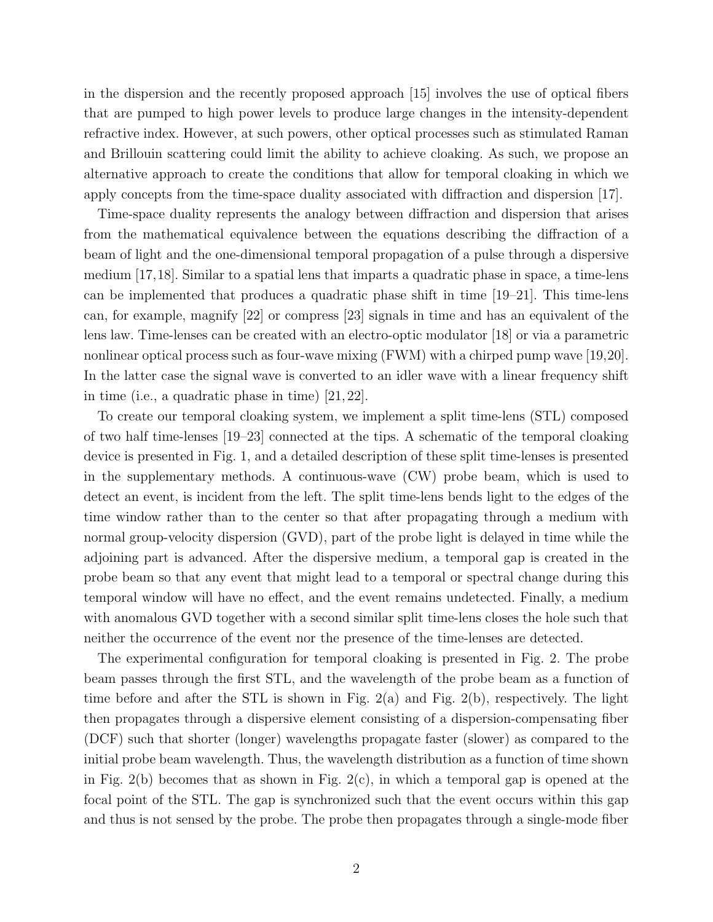in the dispersion and the recently proposed approach [15] involves the use of optical fibers that are pumped to high power levels to produce large changes in the intensity-dependent refractive index. However, at such powers, other optical processes such as stimulated Raman and Brillouin scattering could limit the ability to achieve cloaking. As such, we propose an alternative approach to create the conditions that allow for temporal cloaking in which we apply concepts from the time-space duality associated with diffraction and dispersion [17].

Time-space duality represents the analogy between diffraction and dispersion that arises from the mathematical equivalence between the equations describing the diffraction of a beam of light and the one-dimensional temporal propagation of a pulse through a dispersive medium [17,18]. Similar to a spatial lens that imparts a quadratic phase in space, a time-lens can be implemented that produces a quadratic phase shift in time [19–21]. This time-lens can, for example, magnify [22] or compress [23] signals in time and has an equivalent of the lens law. Time-lenses can be created with an electro-optic modulator [18] or via a parametric nonlinear optical process such as four-wave mixing (FWM) with a chirped pump wave [19,20]. In the latter case the signal wave is converted to an idler wave with a linear frequency shift in time (i.e., a quadratic phase in time) [21, 22].

To create our temporal cloaking system, we implement a split time-lens (STL) composed of two half time-lenses [19–23] connected at the tips. A schematic of the temporal cloaking device is presented in Fig. 1, and a detailed description of these split time-lenses is presented in the supplementary methods. A continuous-wave (CW) probe beam, which is used to detect an event, is incident from the left. The split time-lens bends light to the edges of the time window rather than to the center so that after propagating through a medium with normal group-velocity dispersion (GVD), part of the probe light is delayed in time while the adjoining part is advanced. After the dispersive medium, a temporal gap is created in the probe beam so that any event that might lead to a temporal or spectral change during this temporal window will have no effect, and the event remains undetected. Finally, a medium with anomalous GVD together with a second similar split time-lens closes the hole such that neither the occurrence of the event nor the presence of the time-lenses are detected.

The experimental configuration for temporal cloaking is presented in Fig. 2. The probe beam passes through the first STL, and the wavelength of the probe beam as a function of time before and after the STL is shown in Fig. 2(a) and Fig. 2(b), respectively. The light then propagates through a dispersive element consisting of a dispersion-compensating fiber (DCF) such that shorter (longer) wavelengths propagate faster (slower) as compared to the initial probe beam wavelength. Thus, the wavelength distribution as a function of time shown in Fig. 2(b) becomes that as shown in Fig. 2(c), in which a temporal gap is opened at the focal point of the STL. The gap is synchronized such that the event occurs within this gap and thus is not sensed by the probe. The probe then propagates through a single-mode fiber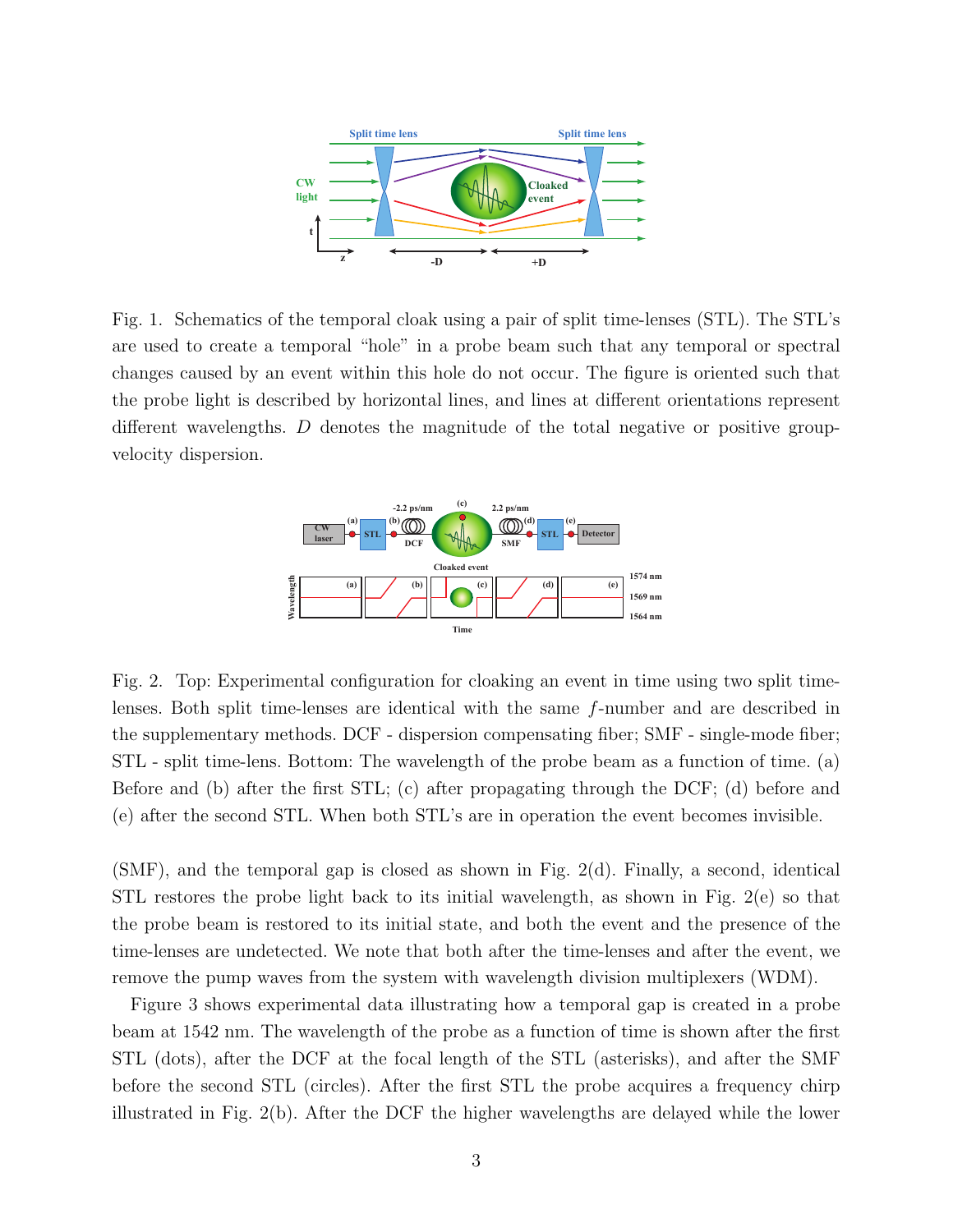Fig. 1. Schematics of the temporal cloak using a pair of split time-lenses (STL). The STL's are used to create a temporal "hole" in a probe beam such that any temporal or spectral changes caused by an event within this hole do not occur. The figure is oriented such that the probe light is described by horizontal lines, and lines at different orientations represent different wavelengths. $D$ denotes the magnitude of the total negative or positive group-velocity dispersion.

Fig. 2. Top: Experimental configuration for cloaking an event in time using two split time-lenses. Both split time-lenses are identical with the same $f$-number and are described in the supplementary methods. DCF - dispersion compensating fiber; SMF - single-mode fiber; STL - split time-lens. Bottom: The wavelength of the probe beam as a function of time. (a) Before and (b) after the first STL; (c) after propagating through the DCF; (d) before and (e) after the second STL. When both STL's are in operation the event becomes invisible.

(SMF), and the temporal gap is closed as shown in Fig. 2(d). Finally, a second, identical STL restores the probe light back to its initial wavelength, as shown in Fig. 2(e) so that the probe beam is restored to its initial state, and both the event and the presence of the time-lenses are undetected. We note that both after the time-lenses and after the event, we remove the pump waves from the system with wavelength division multiplexers (WDM).

Figure 3 shows experimental data illustrating how a temporal gap is created in a probe beam at 1542 nm. The wavelength of the probe as a function of time is shown after the first STL (dots), after the DCF at the focal length of the STL (asterisks), and after the SMF before the second STL (circles). After the first STL the probe acquires a frequency chirp illustrated in Fig. 2(b). After the DCF the higher wavelengths are delayed while the lower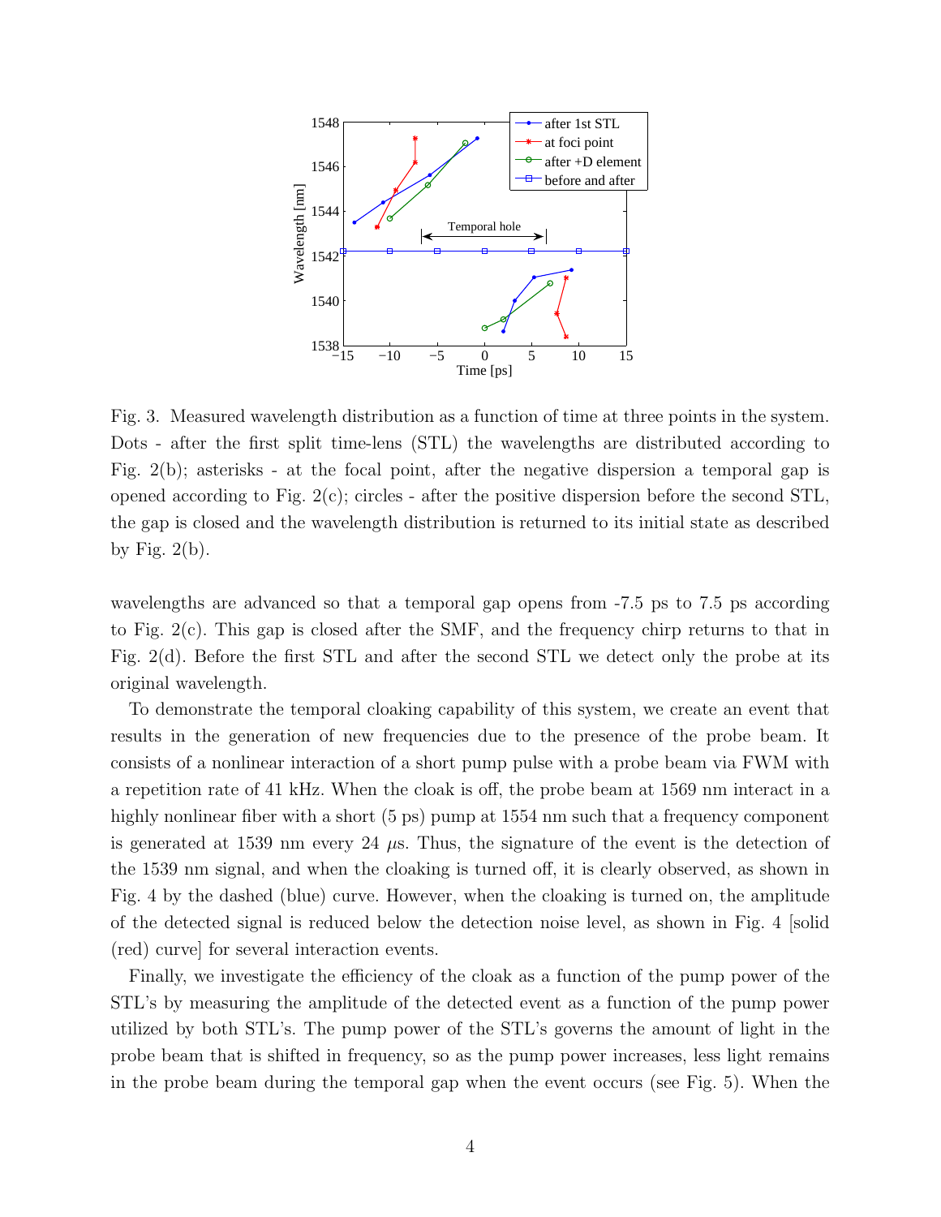Fig. 3. Measured wavelength distribution as a function of time at three points in the system. Dots - after the first split time-lens (STL) the wavelengths are distributed according to Fig. 2(b); asterisks - at the focal point, after the negative dispersion a temporal gap is opened according to Fig. 2(c); circles - after the positive dispersion before the second STL, the gap is closed and the wavelength distribution is returned to its initial state as described by Fig. 2(b).

wavelengths are advanced so that a temporal gap opens from -7.5 ps to 7.5 ps according to Fig. 2(c). This gap is closed after the SMF, and the frequency chirp returns to that in Fig. 2(d). Before the first STL and after the second STL we detect only the probe at its original wavelength.

To demonstrate the temporal cloaking capability of this system, we create an event that results in the generation of new frequencies due to the presence of the probe beam. It consists of a nonlinear interaction of a short pump pulse with a probe beam via FWM with a repetition rate of 41 kHz. When the cloak is off, the probe beam at 1569 nm interact in a highly nonlinear fiber with a short (5 ps) pump at 1554 nm such that a frequency component is generated at 1539 nm every 24 $\mu$s. Thus, the signature of the event is the detection of the 1539 nm signal, and when the cloaking is turned off, it is clearly observed, as shown in Fig. 4 by the dashed (blue) curve. However, when the cloaking is turned on, the amplitude of the detected signal is reduced below the detection noise level, as shown in Fig. 4 [solid (red) curve] for several interaction events.

Finally, we investigate the efficiency of the cloak as a function of the pump power of the STL's by measuring the amplitude of the detected event as a function of the pump power utilized by both STL's. The pump power of the STL's governs the amount of light in the probe beam that is shifted in frequency, so as the pump power increases, less light remains in the probe beam during the temporal gap when the event occurs (see Fig. 5). When the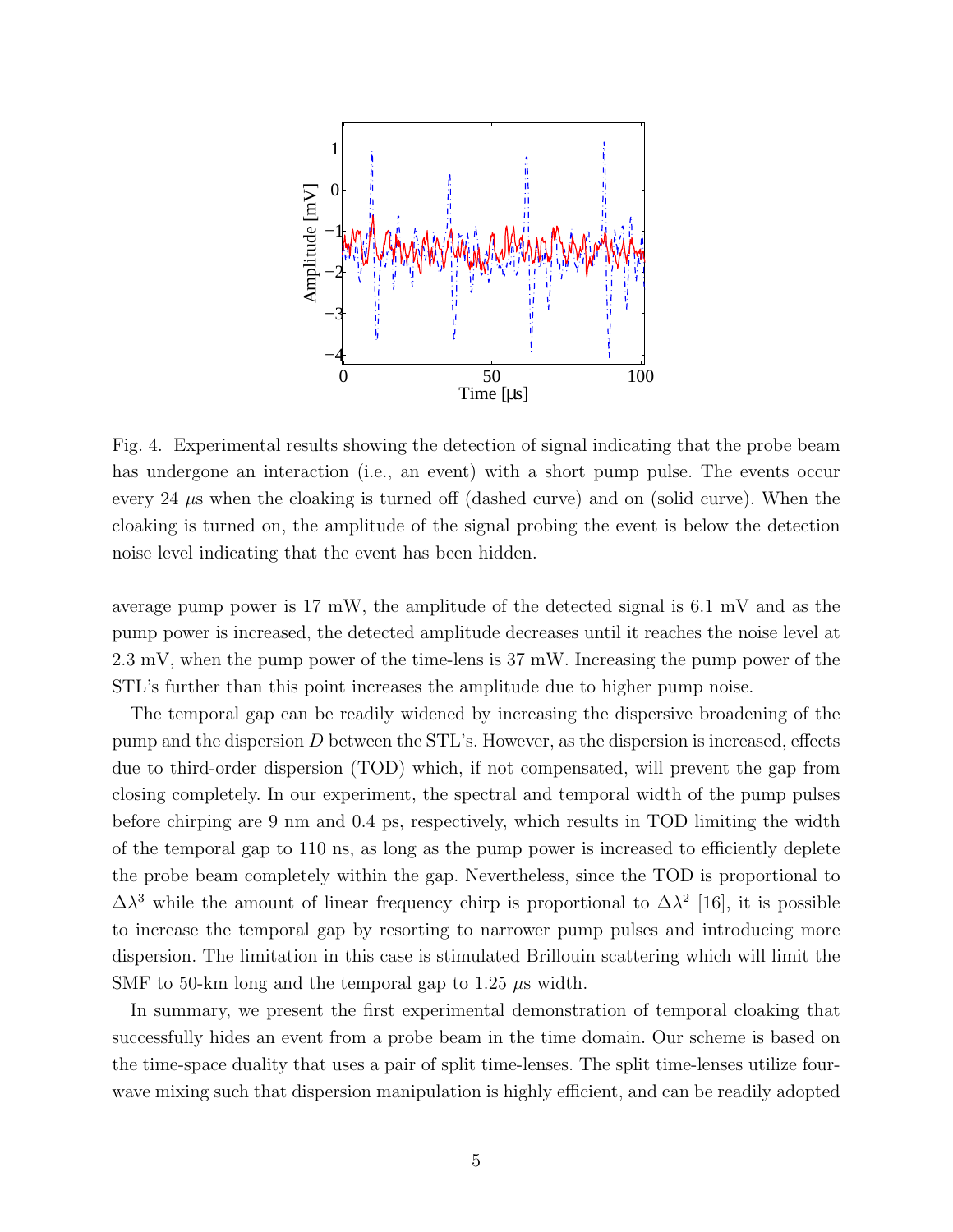Fig. 4. Experimental results showing the detection of signal indicating that the probe beam has undergone an interaction (i.e., an event) with a short pump pulse. The events occur every 24 $\mu$s when the cloaking is turned off (dashed curve) and on (solid curve). When the cloaking is turned on, the amplitude of the signal probing the event is below the detection noise level indicating that the event has been hidden.

average pump power is 17 mW, the amplitude of the detected signal is 6.1 mV and as the pump power is increased, the detected amplitude decreases until it reaches the noise level at 2.3 mV, when the pump power of the time-lens is 37 mW. Increasing the pump power of the STL's further than this point increases the amplitude due to higher pump noise.

The temporal gap can be readily widened by increasing the dispersive broadening of the pump and the dispersion $D$ between the STL's. However, as the dispersion is increased, effects due to third-order dispersion (TOD) which, if not compensated, will prevent the gap from closing completely. In our experiment, the spectral and temporal width of the pump pulses before chirping are 9 nm and 0.4 ps, respectively, which results in TOD limiting the width of the temporal gap to 110 ns, as long as the pump power is increased to efficiently deplete the probe beam completely within the gap. Nevertheless, since the TOD is proportional to $\Delta\lambda^3$ while the amount of linear frequency chirp is proportional to $\Delta\lambda^2$ [16], it is possible to increase the temporal gap by resorting to narrower pump pulses and introducing more dispersion. The limitation in this case is stimulated Brillouin scattering which will limit the SMF to 50-km long and the temporal gap to 1.25 $\mu$s width.

In summary, we present the first experimental demonstration of temporal cloaking that successfully hides an event from a probe beam in the time domain. Our scheme is based on the time-space duality that uses a pair of split time-lenses. The split time-lenses utilize four-wave mixing such that dispersion manipulation is highly efficient, and can be readily adopted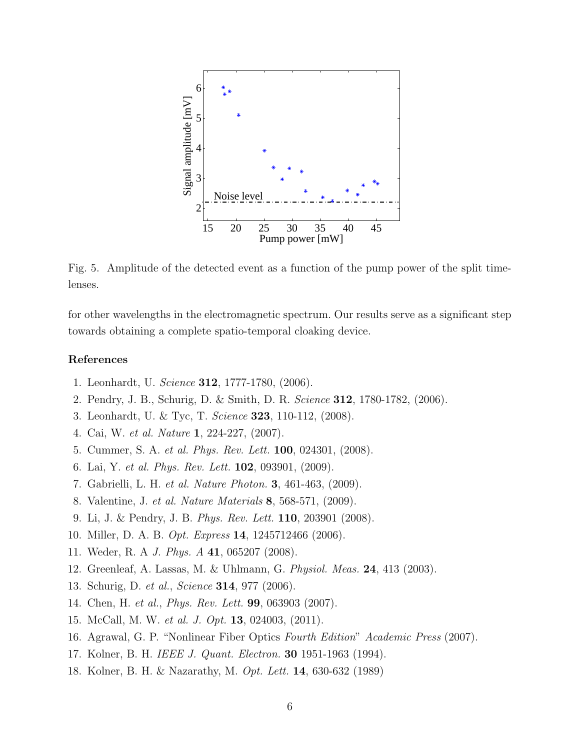Fig. 5. Amplitude of the detected event as a function of the pump power of the split time-lenses.

for other wavelengths in the electromagnetic spectrum. Our results serve as a significant step towards obtaining a complete spatio-temporal cloaking device.

### References

1. Leonhardt, U. *Science* **312**, 1777-1780, (2006).
2. Pendry, J. B., Schurig, D. & Smith, D. R. *Science* **312**, 1780-1782, (2006).
3. Leonhardt, U. & Tyc, T. *Science* **323**, 110-112, (2008).
4. Cai, W. *et al. Nature* **1**, 224-227, (2007).
5. Cummer, S. A. *et al. Phys. Rev. Lett.* **100**, 024301, (2008).
6. Lai, Y. *et al. Phys. Rev. Lett.* **102**, 093901, (2009).
7. Gabrielli, L. H. *et al. Nature Photon.* **3**, 461-463, (2009).
8. Valentine, J. *et al. Nature Materials* **8**, 568-571, (2009).
9. Li, J. & Pendry, J. B. *Phys. Rev. Lett.* **110**, 203901 (2008).
10. Miller, D. A. B. *Opt. Express* **14**, 1245712466 (2006).
11. Weder, R. A *J. Phys. A* **41**, 065207 (2008).
12. Greenleaf, A. Lassas, M. & Uhlmann, G. *Physiol. Meas.* **24**, 413 (2003).
13. Schurig, D. *et al.*, *Science* **314**, 977 (2006).
14. Chen, H. *et al.*, *Phys. Rev. Lett.* **99**, 063903 (2007).
15. McCall, M. W. *et al. J. Opt.* **13**, 024003, (2011).
16. Agrawal, G. P. "Nonlinear Fiber Optics *Fourth Edition*" *Academic Press* (2007).
17. Kolner, B. H. *IEEE J. Quant. Electron.* **30** 1951-1963 (1994).
18. Kolner, B. H. & Nazarathy, M. *Opt. Lett.* **14**, 630-632 (1989)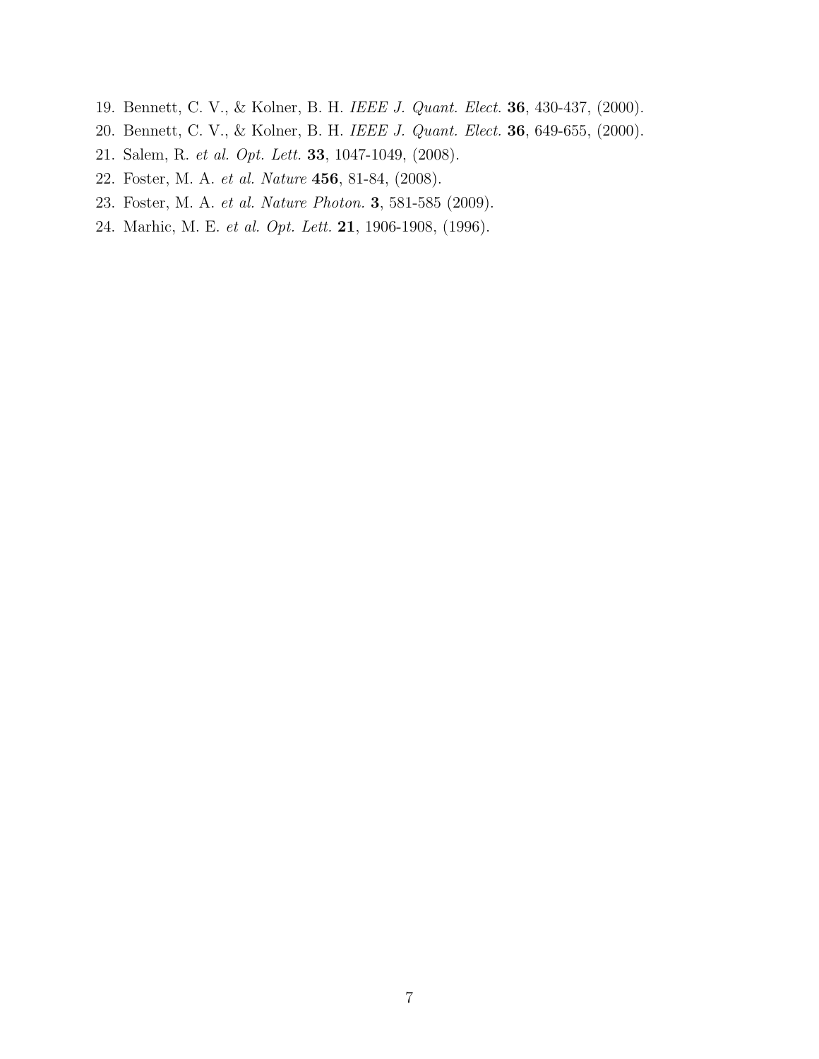19. Bennett, C. V., & Kolner, B. H. *IEEE J. Quant. Elect.* **36**, 430-437, (2000).
20. Bennett, C. V., & Kolner, B. H. *IEEE J. Quant. Elect.* **36**, 649-655, (2000).
21. Salem, R. *et al. Opt. Lett.* **33**, 1047-1049, (2008).
22. Foster, M. A. *et al. Nature* **456**, 81-84, (2008).
23. Foster, M. A. *et al. Nature Photon.* **3**, 581-585 (2009).
24. Marhic, M. E. *et al. Opt. Lett.* **21**, 1906-1908, (1996).